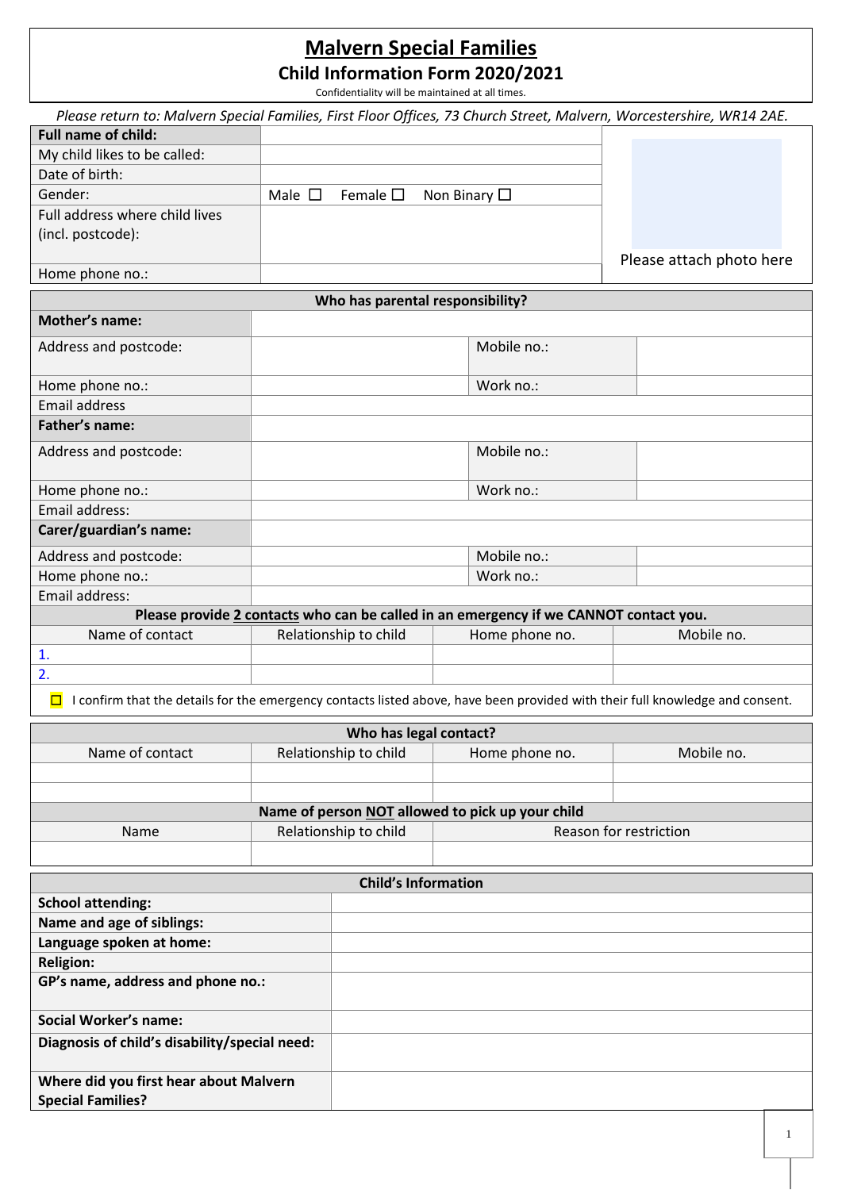# Malvern Special Families

## Child Information Form 2020/2021

Confidentiality will be maintained at all times.

*Please return to: Malvern Special Families, First Floor Offices, 73 Church Street, Malvern, Worcestershire, WR14 2AE.*

| | | |
|---|---|---|
| **Full name of child:** | | Please attach photo here |
| My child likes to be called: | | |
| Date of birth: | | |
| Gender: | Male ☐ Female ☐ Non Binary ☐ | |
| Full address where child lives (incl. postcode): | | |
| Home phone no.: | | |

| **Who has parental responsibility?** | | | |
|---|---|---|---|
| **Mother's name:** | | | |
| Address and postcode: | | Mobile no.: | |
| Home phone no.: | | Work no.: | |
| Email address | | | |
| **Father's name:** | | | |
| Address and postcode: | | Mobile no.: | |
| Home phone no.: | | Work no.: | |
| Email address: | | | |
| **Carer/guardian's name:** | | | |
| Address and postcode: | | Mobile no.: | |
| Home phone no.: | | Work no.: | |
| Email address: | | | |

**Please provide 2 contacts who can be called in an emergency if we CANNOT contact you.**

| Name of contact | Relationship to child | Home phone no. | Mobile no. |
|---|---|---|---|
| 1. | | | |
| 2. | | | |

☐ I confirm that the details for the emergency contacts listed above, have been provided with their full knowledge and consent.

**Who has legal contact?**

| Name of contact | Relationship to child | Home phone no. | Mobile no. |
|---|---|---|---|
| | | | |
| | | | |

**Name of person NOT allowed to pick up your child**

| Name | Relationship to child | Reason for restriction |
|---|---|---|
| | | |

| **Child's Information** | |
|---|---|
| **School attending:** | |
| **Name and age of siblings:** | |
| **Language spoken at home:** | |
| **Religion:** | |
| **GP's name, address and phone no.:** | |
| **Social Worker's name:** | |
| **Diagnosis of child's disability/special need:** | |
| **Where did you first hear about Malvern Special Families?** | |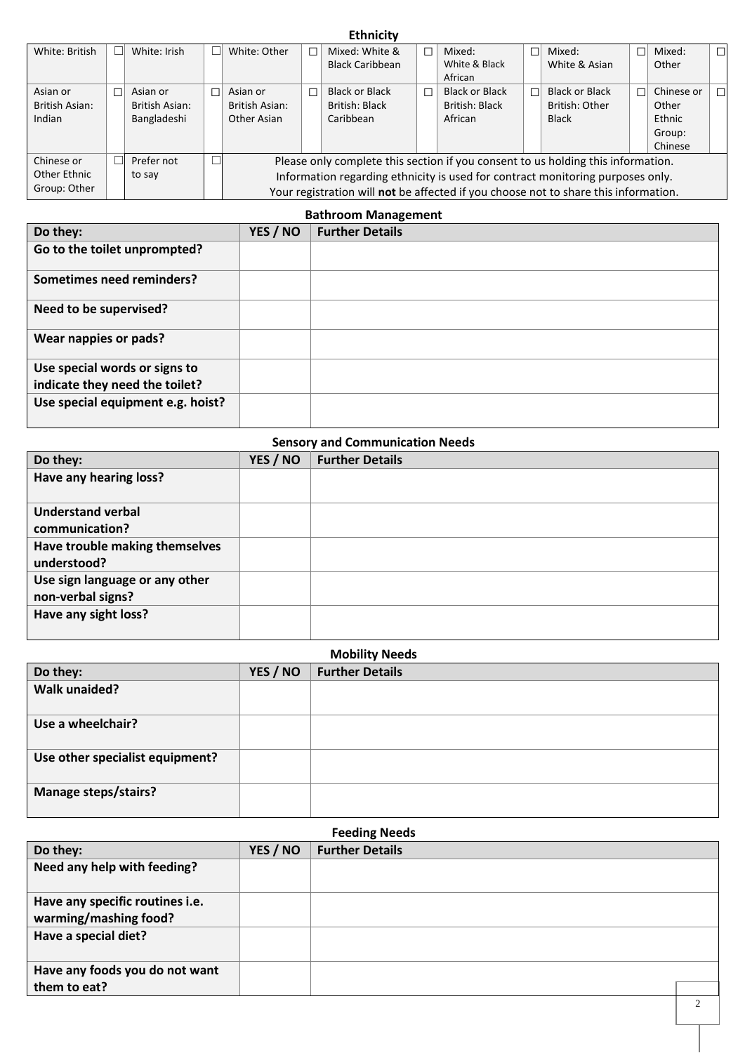## Ethnicity

| White: British | ☐ | White: Irish | ☐ | White: Other | ☐ | Mixed: White & Black Caribbean | ☐ | Mixed: White & Black African | ☐ | Mixed: White & Asian | ☐ | Mixed: Other | ☐ |
|---|---|---|---|---|---|---|---|---|---|---|---|---|---|
| Asian or British Asian: Indian | ☐ | Asian or British Asian: Bangladeshi | ☐ | Asian or British Asian: Other Asian | ☐ | Black or Black British: Black Caribbean | ☐ | Black or Black British: Black African | ☐ | Black or Black British: Other Black | ☐ | Chinese or Other Ethnic Group: Chinese | ☐ |
| Chinese or Other Ethnic Group: Other | ☐ | Prefer not to say | ☐ | Please only complete this section if you consent to us holding this information. Information regarding ethnicity is used for contract monitoring purposes only. Your registration will **not** be affected if you choose not to share this information. | | | | | | | | | |

## Bathroom Management

| Do they: | YES / NO | Further Details |
|---|---|---|
| **Go to the toilet unprompted?** | | |
| **Sometimes need reminders?** | | |
| **Need to be supervised?** | | |
| **Wear nappies or pads?** | | |
| **Use special words or signs to indicate they need the toilet?** | | |
| **Use special equipment e.g. hoist?** | | |

## Sensory and Communication Needs

| Do they: | YES / NO | Further Details |
|---|---|---|
| **Have any hearing loss?** | | |
| **Understand verbal communication?** | | |
| **Have trouble making themselves understood?** | | |
| **Use sign language or any other non-verbal signs?** | | |
| **Have any sight loss?** | | |

## Mobility Needs

| Do they: | YES / NO | Further Details |
|---|---|---|
| **Walk unaided?** | | |
| **Use a wheelchair?** | | |
| **Use other specialist equipment?** | | |
| **Manage steps/stairs?** | | |

## Feeding Needs

| Do they: | YES / NO | Further Details |
|---|---|---|
| **Need any help with feeding?** | | |
| **Have any specific routines i.e. warming/mashing food?** | | |
| **Have a special diet?** | | |
| **Have any foods you do not want them to eat?** | | |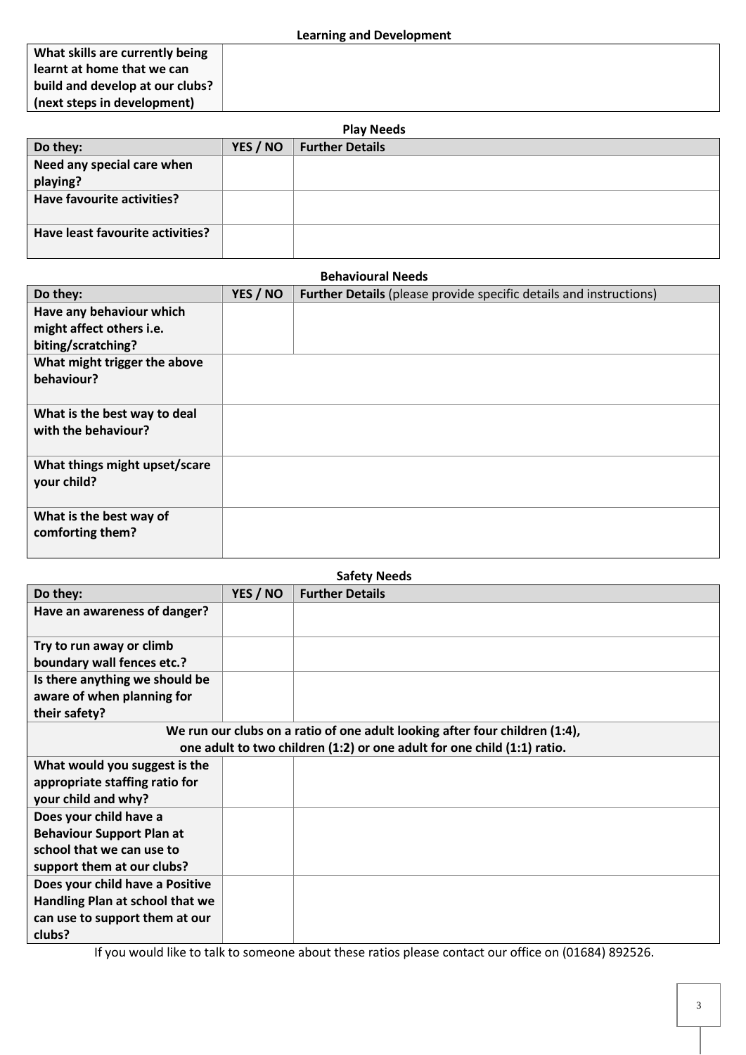## Learning and Development

| What skills are currently being learnt at home that we can build and develop at our clubs? (next steps in development) | |
|---|---|

## Play Needs

| Do they: | YES / NO | Further Details |
|---|---|---|
| Need any special care when playing? | | |
| Have favourite activities? | | |
| Have least favourite activities? | | |

## Behavioural Needs

| Do they: | YES / NO | Further Details (please provide specific details and instructions) |
|---|---|---|
| Have any behaviour which might affect others i.e. biting/scratching? | | |
| What might trigger the above behaviour? | | |
| What is the best way to deal with the behaviour? | | |
| What things might upset/scare your child? | | |
| What is the best way of comforting them? | | |

## Safety Needs

| Do they: | YES / NO | Further Details |
|---|---|---|
| Have an awareness of danger? | | |
| Try to run away or climb boundary wall fences etc.? | | |
| Is there anything we should be aware of when planning for their safety? | | |
| **We run our clubs on a ratio of one adult looking after four children (1:4), one adult to two children (1:2) or one adult for one child (1:1) ratio.** | | |
| What would you suggest is the appropriate staffing ratio for your child and why? | | |
| Does your child have a Behaviour Support Plan at school that we can use to support them at our clubs? | | |
| Does your child have a Positive Handling Plan at school that we can use to support them at our clubs? | | |

If you would like to talk to someone about these ratios please contact our office on (01684) 892526.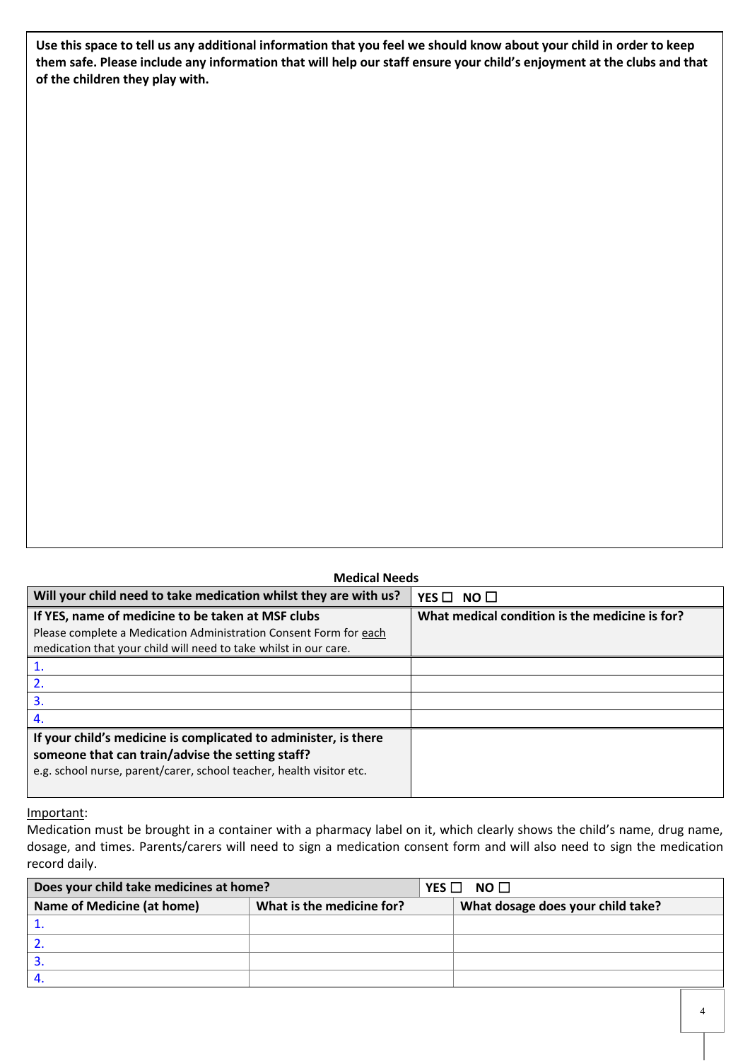**Use this space to tell us any additional information that you feel we should know about your child in order to keep them safe. Please include any information that will help our staff ensure your child's enjoyment at the clubs and that of the children they play with.**

## Medical Needs

| **Will your child need to take medication whilst they are with us?** | **YES ☐ NO ☐** |
|---|---|
| **If YES, name of medicine to be taken at MSF clubs**<br>Please complete a Medication Administration Consent Form for each medication that your child will need to take whilst in our care. | **What medical condition is the medicine is for?** |
| 1. | |
| 2. | |
| 3. | |
| 4. | |
| **If your child's medicine is complicated to administer, is there someone that can train/advise the setting staff?**<br>e.g. school nurse, parent/carer, school teacher, health visitor etc. | |

Important:
Medication must be brought in a container with a pharmacy label on it, which clearly shows the child's name, drug name, dosage, and times. Parents/carers will need to sign a medication consent form and will also need to sign the medication record daily.

| **Does your child take medicines at home?** | | **YES ☐ NO ☐** |
|---|---|---|
| **Name of Medicine (at home)** | **What is the medicine for?** | **What dosage does your child take?** |
| 1. | | |
| 2. | | |
| 3. | | |
| 4. | | |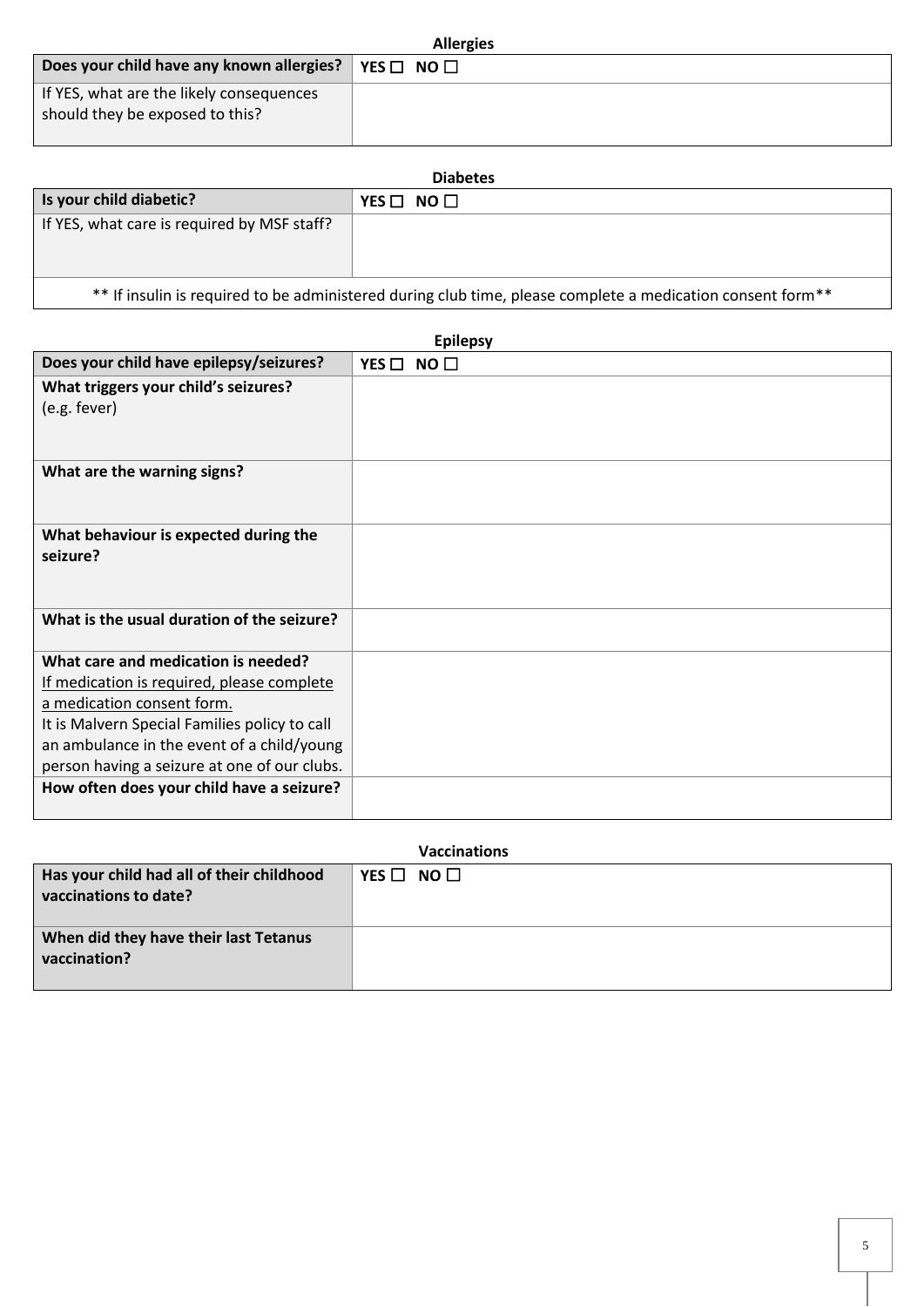### Allergies

| Does your child have any known allergies? | YES ☐ NO ☐ |
|---|---|
| If YES, what are the likely consequences should they be exposed to this? | |

### Diabetes

| Is your child diabetic? | YES ☐ NO ☐ |
|---|---|
| If YES, what care is required by MSF staff? | |
| ** If insulin is required to be administered during club time, please complete a medication consent form** | |

### Epilepsy

| Does your child have epilepsy/seizures? | YES ☐ NO ☐ |
|---|---|
| **What triggers your child's seizures?** (e.g. fever) | |
| **What are the warning signs?** | |
| **What behaviour is expected during the seizure?** | |
| **What is the usual duration of the seizure?** | |
| **What care and medication is needed?** If medication is required, please complete a medication consent form. It is Malvern Special Families policy to call an ambulance in the event of a child/young person having a seizure at one of our clubs. | |
| **How often does your child have a seizure?** | |

### Vaccinations

| Has your child had all of their childhood vaccinations to date? | YES ☐ NO ☐ |
|---|---|
| **When did they have their last Tetanus vaccination?** | |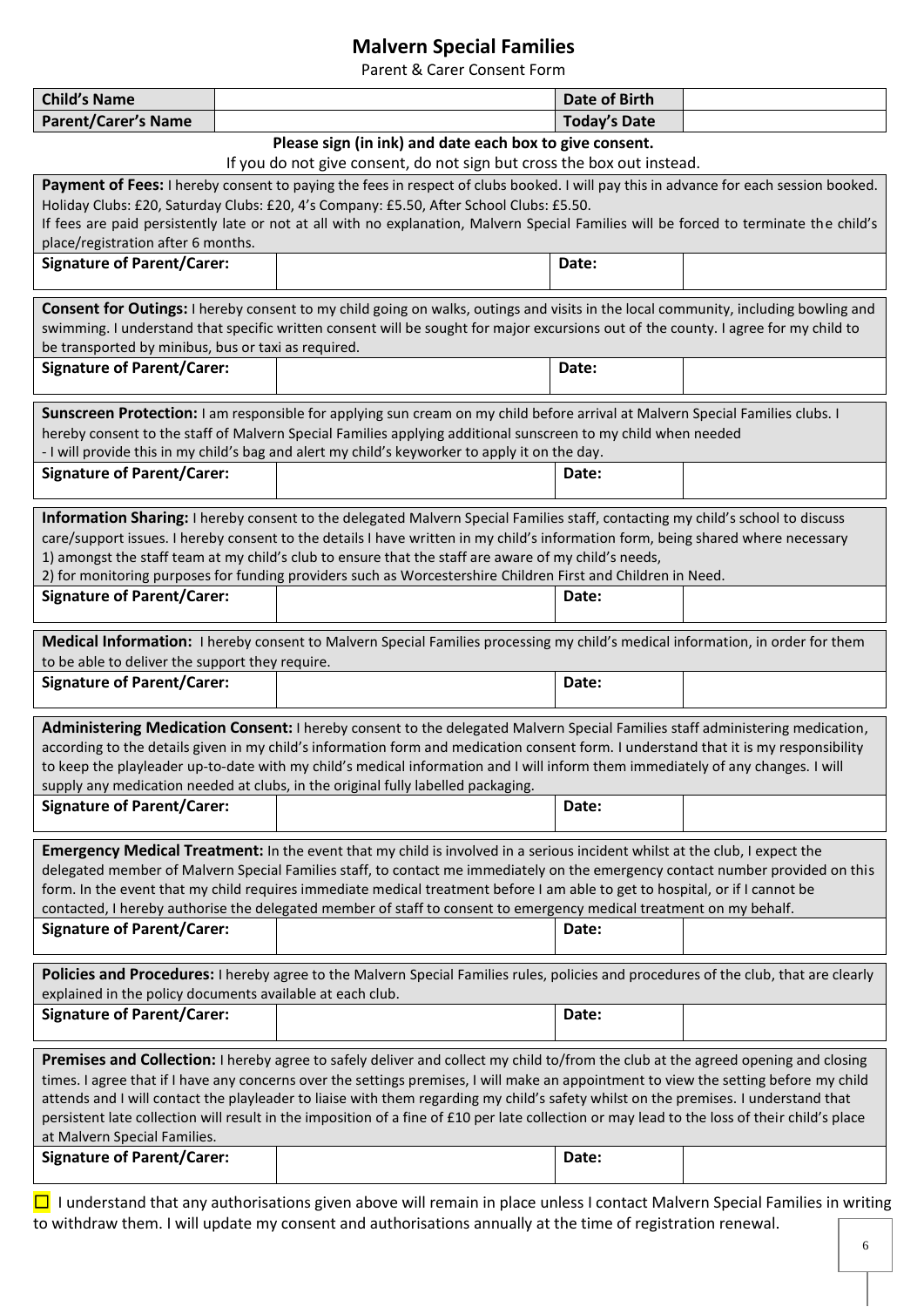# Malvern Special Families

Parent & Carer Consent Form

| Child's Name | | Date of Birth | |
|---|---|---|---|
| Parent/Carer's Name | | Today's Date | |

**Please sign (in ink) and date each box to give consent.**

If you do not give consent, do not sign but cross the box out instead.

**Payment of Fees:** I hereby consent to paying the fees in respect of clubs booked. I will pay this in advance for each session booked. Holiday Clubs: £20, Saturday Clubs: £20, 4's Company: £5.50, After School Clubs: £5.50.
If fees are paid persistently late or not at all with no explanation, Malvern Special Families will be forced to terminate the child's place/registration after 6 months.

| Signature of Parent/Carer: | | Date: | |
|---|---|---|---|

**Consent for Outings:** I hereby consent to my child going on walks, outings and visits in the local community, including bowling and swimming. I understand that specific written consent will be sought for major excursions out of the county. I agree for my child to be transported by minibus, bus or taxi as required.

| Signature of Parent/Carer: | | Date: | |
|---|---|---|---|

**Sunscreen Protection:** I am responsible for applying sun cream on my child before arrival at Malvern Special Families clubs. I hereby consent to the staff of Malvern Special Families applying additional sunscreen to my child when needed
- I will provide this in my child's bag and alert my child's keyworker to apply it on the day.

| Signature of Parent/Carer: | | Date: | |
|---|---|---|---|

**Information Sharing:** I hereby consent to the delegated Malvern Special Families staff, contacting my child's school to discuss care/support issues. I hereby consent to the details I have written in my child's information form, being shared where necessary
1) amongst the staff team at my child's club to ensure that the staff are aware of my child's needs,
2) for monitoring purposes for funding providers such as Worcestershire Children First and Children in Need.

| Signature of Parent/Carer: | | Date: | |
|---|---|---|---|

**Medical Information:** I hereby consent to Malvern Special Families processing my child's medical information, in order for them to be able to deliver the support they require.

| Signature of Parent/Carer: | | Date: | |
|---|---|---|---|

**Administering Medication Consent:** I hereby consent to the delegated Malvern Special Families staff administering medication, according to the details given in my child's information form and medication consent form. I understand that it is my responsibility to keep the playleader up-to-date with my child's medical information and I will inform them immediately of any changes. I will supply any medication needed at clubs, in the original fully labelled packaging.

| Signature of Parent/Carer: | | Date: | |
|---|---|---|---|

**Emergency Medical Treatment:** In the event that my child is involved in a serious incident whilst at the club, I expect the delegated member of Malvern Special Families staff, to contact me immediately on the emergency contact number provided on this form. In the event that my child requires immediate medical treatment before I am able to get to hospital, or if I cannot be contacted, I hereby authorise the delegated member of staff to consent to emergency medical treatment on my behalf.

| Signature of Parent/Carer: | | Date: | |
|---|---|---|---|

**Policies and Procedures:** I hereby agree to the Malvern Special Families rules, policies and procedures of the club, that are clearly explained in the policy documents available at each club.

| Signature of Parent/Carer: | | Date: | |
|---|---|---|---|

**Premises and Collection:** I hereby agree to safely deliver and collect my child to/from the club at the agreed opening and closing times. I agree that if I have any concerns over the settings premises, I will make an appointment to view the setting before my child attends and I will contact the playleader to liaise with them regarding my child's safety whilst on the premises. I understand that persistent late collection will result in the imposition of a fine of £10 per late collection or may lead to the loss of their child's place at Malvern Special Families.

| Signature of Parent/Carer: | | Date: | |
|---|---|---|---|

☐ I understand that any authorisations given above will remain in place unless I contact Malvern Special Families in writing to withdraw them. I will update my consent and authorisations annually at the time of registration renewal.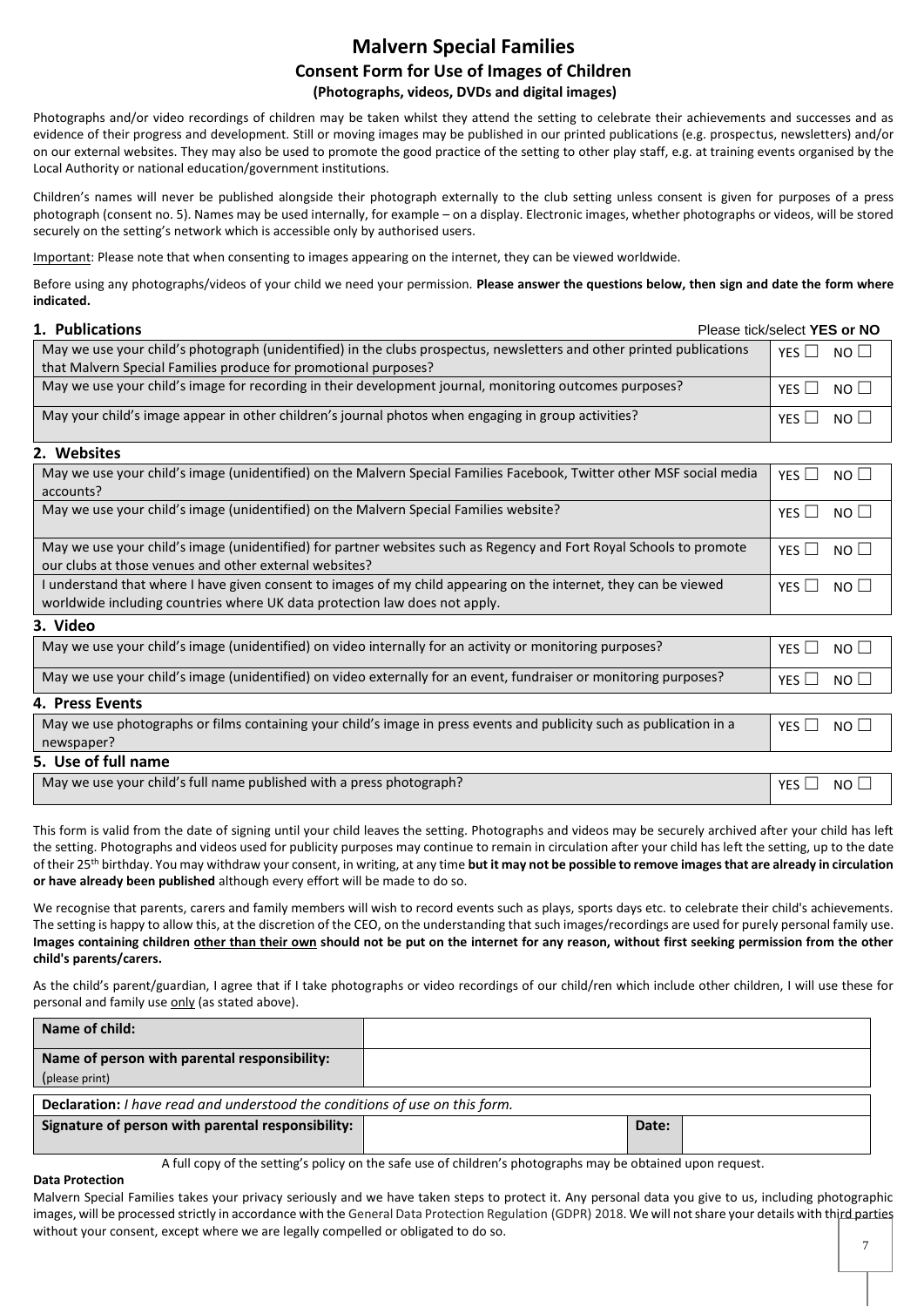# Malvern Special Families

## Consent Form for Use of Images of Children

### (Photographs, videos, DVDs and digital images)

Photographs and/or video recordings of children may be taken whilst they attend the setting to celebrate their achievements and successes and as evidence of their progress and development. Still or moving images may be published in our printed publications (e.g. prospectus, newsletters) and/or on our external websites. They may also be used to promote the good practice of the setting to other play staff, e.g. at training events organised by the Local Authority or national education/government institutions.

Children's names will never be published alongside their photograph externally to the club setting unless consent is given for purposes of a press photograph (consent no. 5). Names may be used internally, for example – on a display. Electronic images, whether photographs or videos, will be stored securely on the setting's network which is accessible only by authorised users.

Important: Please note that when consenting to images appearing on the internet, they can be viewed worldwide.

Before using any photographs/videos of your child we need your permission. **Please answer the questions below, then sign and date the form where indicated.**

**1. Publications** — Please tick/select **YES or NO**

| Question | YES / NO |
|---|---|
| May we use your child's photograph (unidentified) in the clubs prospectus, newsletters and other printed publications that Malvern Special Families produce for promotional purposes? | YES ☐ NO ☐ |
| May we use your child's image for recording in their development journal, monitoring outcomes purposes? | YES ☐ NO ☐ |
| May your child's image appear in other children's journal photos when engaging in group activities? | YES ☐ NO ☐ |

**2. Websites**

| Question | YES / NO |
|---|---|
| May we use your child's image (unidentified) on the Malvern Special Families Facebook, Twitter other MSF social media accounts? | YES ☐ NO ☐ |
| May we use your child's image (unidentified) on the Malvern Special Families website? | YES ☐ NO ☐ |
| May we use your child's image (unidentified) for partner websites such as Regency and Fort Royal Schools to promote our clubs at those venues and other external websites? | YES ☐ NO ☐ |
| I understand that where I have given consent to images of my child appearing on the internet, they can be viewed worldwide including countries where UK data protection law does not apply. | YES ☐ NO ☐ |

**3. Video**

| Question | YES / NO |
|---|---|
| May we use your child's image (unidentified) on video internally for an activity or monitoring purposes? | YES ☐ NO ☐ |
| May we use your child's image (unidentified) on video externally for an event, fundraiser or monitoring purposes? | YES ☐ NO ☐ |

**4. Press Events**

| Question | YES / NO |
|---|---|
| May we use photographs or films containing your child's image in press events and publicity such as publication in a newspaper? | YES ☐ NO ☐ |

**5. Use of full name**

| Question | YES / NO |
|---|---|
| May we use your child's full name published with a press photograph? | YES ☐ NO ☐ |

This form is valid from the date of signing until your child leaves the setting. Photographs and videos may be securely archived after your child has left the setting. Photographs and videos used for publicity purposes may continue to remain in circulation after your child has left the setting, up to the date of their 25th birthday. You may withdraw your consent, in writing, at any time **but it may not be possible to remove images that are already in circulation or have already been published** although every effort will be made to do so.

We recognise that parents, carers and family members will wish to record events such as plays, sports days etc. to celebrate their child's achievements. The setting is happy to allow this, at the discretion of the CEO, on the understanding that such images/recordings are used for purely personal family use. **Images containing children other than their own should not be put on the internet for any reason, without first seeking permission from the other child's parents/carers.**

As the child's parent/guardian, I agree that if I take photographs or video recordings of our child/ren which include other children, I will use these for personal and family use only (as stated above).

| | |
|---|---|
| **Name of child:** | |
| **Name of person with parental responsibility:** (please print) | |

| | | | |
|---|---|---|---|
| **Declaration:** *I have read and understood the conditions of use on this form.* | | | |
| **Signature of person with parental responsibility:** | | **Date:** | |

A full copy of the setting's policy on the safe use of children's photographs may be obtained upon request.

**Data Protection**

Malvern Special Families takes your privacy seriously and we have taken steps to protect it. Any personal data you give to us, including photographic images, will be processed strictly in accordance with the General Data Protection Regulation (GDPR) 2018. We will not share your details with third parties without your consent, except where we are legally compelled or obligated to do so.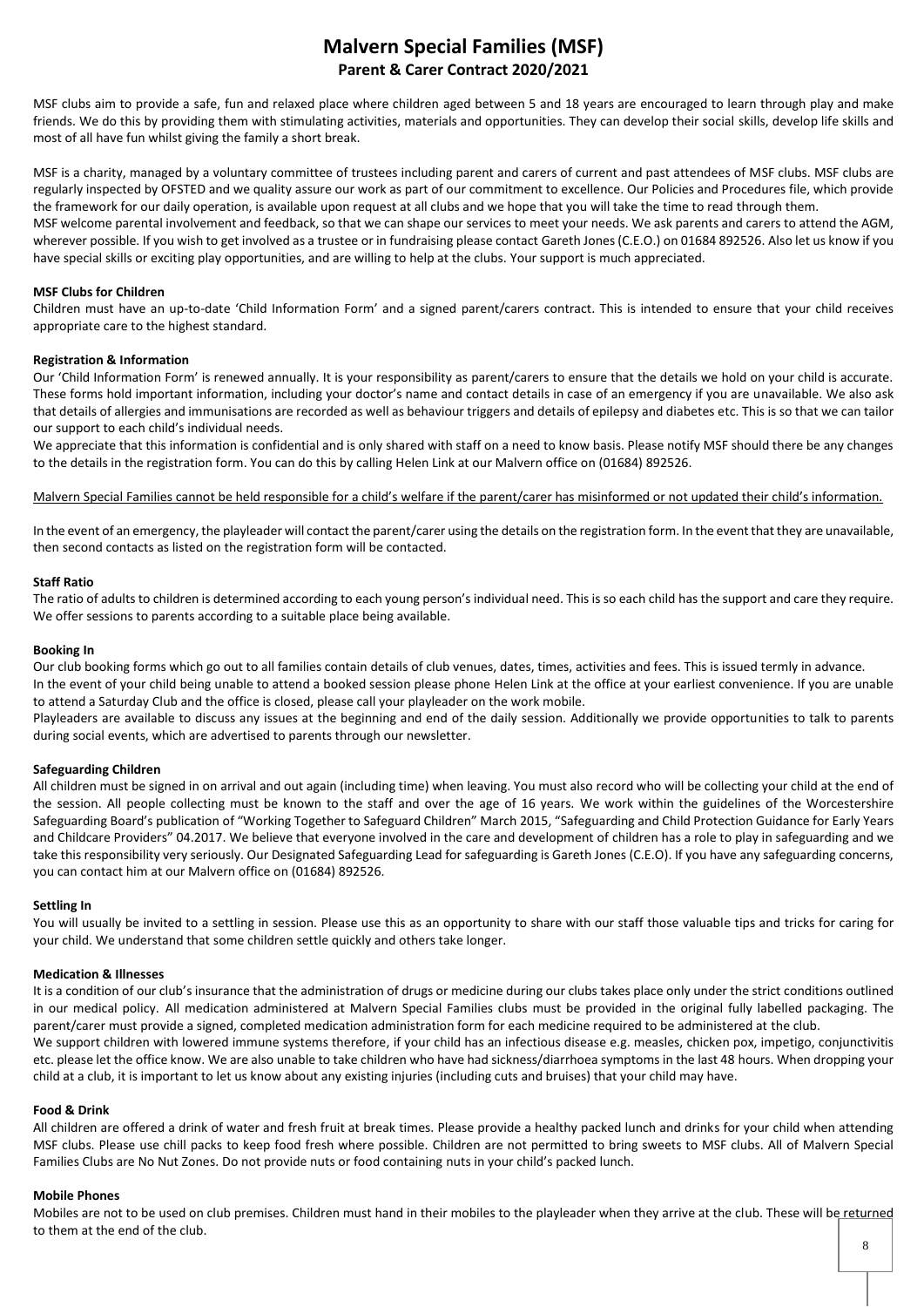# Malvern Special Families (MSF)

## Parent & Carer Contract 2020/2021

MSF clubs aim to provide a safe, fun and relaxed place where children aged between 5 and 18 years are encouraged to learn through play and make friends. We do this by providing them with stimulating activities, materials and opportunities. They can develop their social skills, develop life skills and most of all have fun whilst giving the family a short break.

MSF is a charity, managed by a voluntary committee of trustees including parent and carers of current and past attendees of MSF clubs. MSF clubs are regularly inspected by OFSTED and we quality assure our work as part of our commitment to excellence. Our Policies and Procedures file, which provide the framework for our daily operation, is available upon request at all clubs and we hope that you will take the time to read through them.
MSF welcome parental involvement and feedback, so that we can shape our services to meet your needs. We ask parents and carers to attend the AGM, wherever possible. If you wish to get involved as a trustee or in fundraising please contact Gareth Jones (C.E.O.) on 01684 892526. Also let us know if you have special skills or exciting play opportunities, and are willing to help at the clubs. Your support is much appreciated.

**MSF Clubs for Children**

Children must have an up-to-date 'Child Information Form' and a signed parent/carers contract. This is intended to ensure that your child receives appropriate care to the highest standard.

**Registration & Information**

Our 'Child Information Form' is renewed annually. It is your responsibility as parent/carers to ensure that the details we hold on your child is accurate. These forms hold important information, including your doctor's name and contact details in case of an emergency if you are unavailable. We also ask that details of allergies and immunisations are recorded as well as behaviour triggers and details of epilepsy and diabetes etc. This is so that we can tailor our support to each child's individual needs.
We appreciate that this information is confidential and is only shared with staff on a need to know basis. Please notify MSF should there be any changes to the details in the registration form. You can do this by calling Helen Link at our Malvern office on (01684) 892526.

<u>Malvern Special Families cannot be held responsible for a child's welfare if the parent/carer has misinformed or not updated their child's information.</u>

In the event of an emergency, the playleader will contact the parent/carer using the details on the registration form. In the event that they are unavailable, then second contacts as listed on the registration form will be contacted.

**Staff Ratio**

The ratio of adults to children is determined according to each young person's individual need. This is so each child has the support and care they require. We offer sessions to parents according to a suitable place being available.

**Booking In**

Our club booking forms which go out to all families contain details of club venues, dates, times, activities and fees. This is issued termly in advance.
In the event of your child being unable to attend a booked session please phone Helen Link at the office at your earliest convenience. If you are unable to attend a Saturday Club and the office is closed, please call your playleader on the work mobile.
Playleaders are available to discuss any issues at the beginning and end of the daily session. Additionally we provide opportunities to talk to parents during social events, which are advertised to parents through our newsletter.

**Safeguarding Children**

All children must be signed in on arrival and out again (including time) when leaving. You must also record who will be collecting your child at the end of the session. All people collecting must be known to the staff and over the age of 16 years. We work within the guidelines of the Worcestershire Safeguarding Board's publication of "Working Together to Safeguard Children" March 2015, "Safeguarding and Child Protection Guidance for Early Years and Childcare Providers" 04.2017. We believe that everyone involved in the care and development of children has a role to play in safeguarding and we take this responsibility very seriously. Our Designated Safeguarding Lead for safeguarding is Gareth Jones (C.E.O). If you have any safeguarding concerns, you can contact him at our Malvern office on (01684) 892526.

**Settling In**

You will usually be invited to a settling in session. Please use this as an opportunity to share with our staff those valuable tips and tricks for caring for your child. We understand that some children settle quickly and others take longer.

**Medication & Illnesses**

It is a condition of our club's insurance that the administration of drugs or medicine during our clubs takes place only under the strict conditions outlined in our medical policy. All medication administered at Malvern Special Families clubs must be provided in the original fully labelled packaging. The parent/carer must provide a signed, completed medication administration form for each medicine required to be administered at the club.
We support children with lowered immune systems therefore, if your child has an infectious disease e.g. measles, chicken pox, impetigo, conjunctivitis etc. please let the office know. We are also unable to take children who have had sickness/diarrhoea symptoms in the last 48 hours. When dropping your child at a club, it is important to let us know about any existing injuries (including cuts and bruises) that your child may have.

**Food & Drink**

All children are offered a drink of water and fresh fruit at break times. Please provide a healthy packed lunch and drinks for your child when attending MSF clubs. Please use chill packs to keep food fresh where possible. Children are not permitted to bring sweets to MSF clubs. All of Malvern Special Families Clubs are No Nut Zones. Do not provide nuts or food containing nuts in your child's packed lunch.

**Mobile Phones**

Mobiles are not to be used on club premises. Children must hand in their mobiles to the playleader when they arrive at the club. These will be returned to them at the end of the club.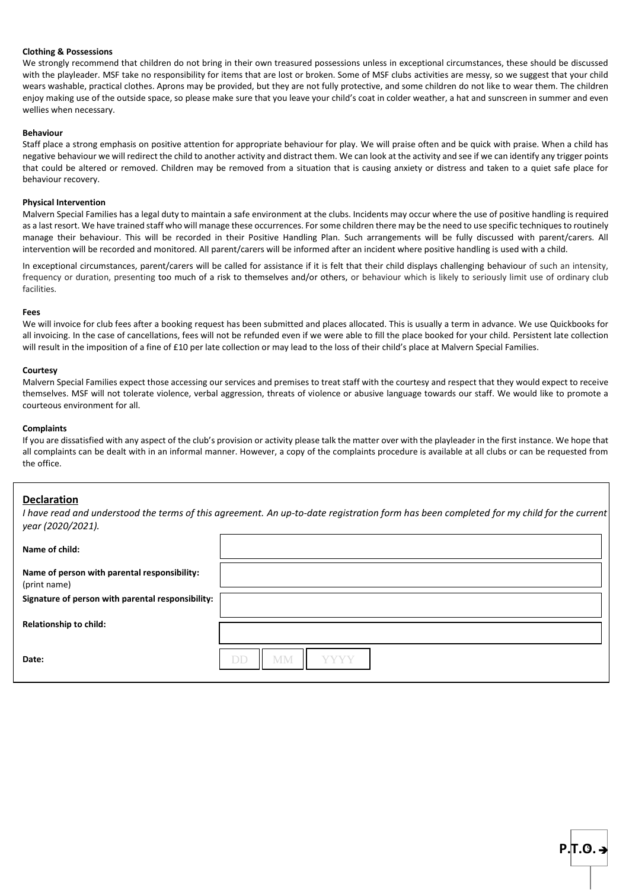**Clothing & Possessions**

We strongly recommend that children do not bring in their own treasured possessions unless in exceptional circumstances, these should be discussed with the playleader. MSF take no responsibility for items that are lost or broken. Some of MSF clubs activities are messy, so we suggest that your child wears washable, practical clothes. Aprons may be provided, but they are not fully protective, and some children do not like to wear them. The children enjoy making use of the outside space, so please make sure that you leave your child's coat in colder weather, a hat and sunscreen in summer and even wellies when necessary.

**Behaviour**

Staff place a strong emphasis on positive attention for appropriate behaviour for play. We will praise often and be quick with praise. When a child has negative behaviour we will redirect the child to another activity and distract them. We can look at the activity and see if we can identify any trigger points that could be altered or removed. Children may be removed from a situation that is causing anxiety or distress and taken to a quiet safe place for behaviour recovery.

**Physical Intervention**

Malvern Special Families has a legal duty to maintain a safe environment at the clubs. Incidents may occur where the use of positive handling is required as a last resort. We have trained staff who will manage these occurrences. For some children there may be the need to use specific techniques to routinely manage their behaviour. This will be recorded in their Positive Handling Plan. Such arrangements will be fully discussed with parent/carers. All intervention will be recorded and monitored. All parent/carers will be informed after an incident where positive handling is used with a child.

In exceptional circumstances, parent/carers will be called for assistance if it is felt that their child displays challenging behaviour of such an intensity, frequency or duration, presenting too much of a risk to themselves and/or others, or behaviour which is likely to seriously limit use of ordinary club facilities.

**Fees**

We will invoice for club fees after a booking request has been submitted and places allocated. This is usually a term in advance. We use Quickbooks for all invoicing. In the case of cancellations, fees will not be refunded even if we were able to fill the place booked for your child. Persistent late collection will result in the imposition of a fine of £10 per late collection or may lead to the loss of their child's place at Malvern Special Families.

**Courtesy**

Malvern Special Families expect those accessing our services and premises to treat staff with the courtesy and respect that they would expect to receive themselves. MSF will not tolerate violence, verbal aggression, threats of violence or abusive language towards our staff. We would like to promote a courteous environment for all.

**Complaints**

If you are dissatisfied with any aspect of the club's provision or activity please talk the matter over with the playleader in the first instance. We hope that all complaints can be dealt with in an informal manner. However, a copy of the complaints procedure is available at all clubs or can be requested from the office.

## Declaration

*I have read and understood the terms of this agreement. An up-to-date registration form has been completed for my child for the current year (2020/2021).*

| | |
|---|---|
| **Name of child:** | |
| **Name of person with parental responsibility:** (print name) | |
| **Signature of person with parental responsibility:** | |
| **Relationship to child:** | |
| **Date:** | DD / MM / YYYY |

**P.T.O. →**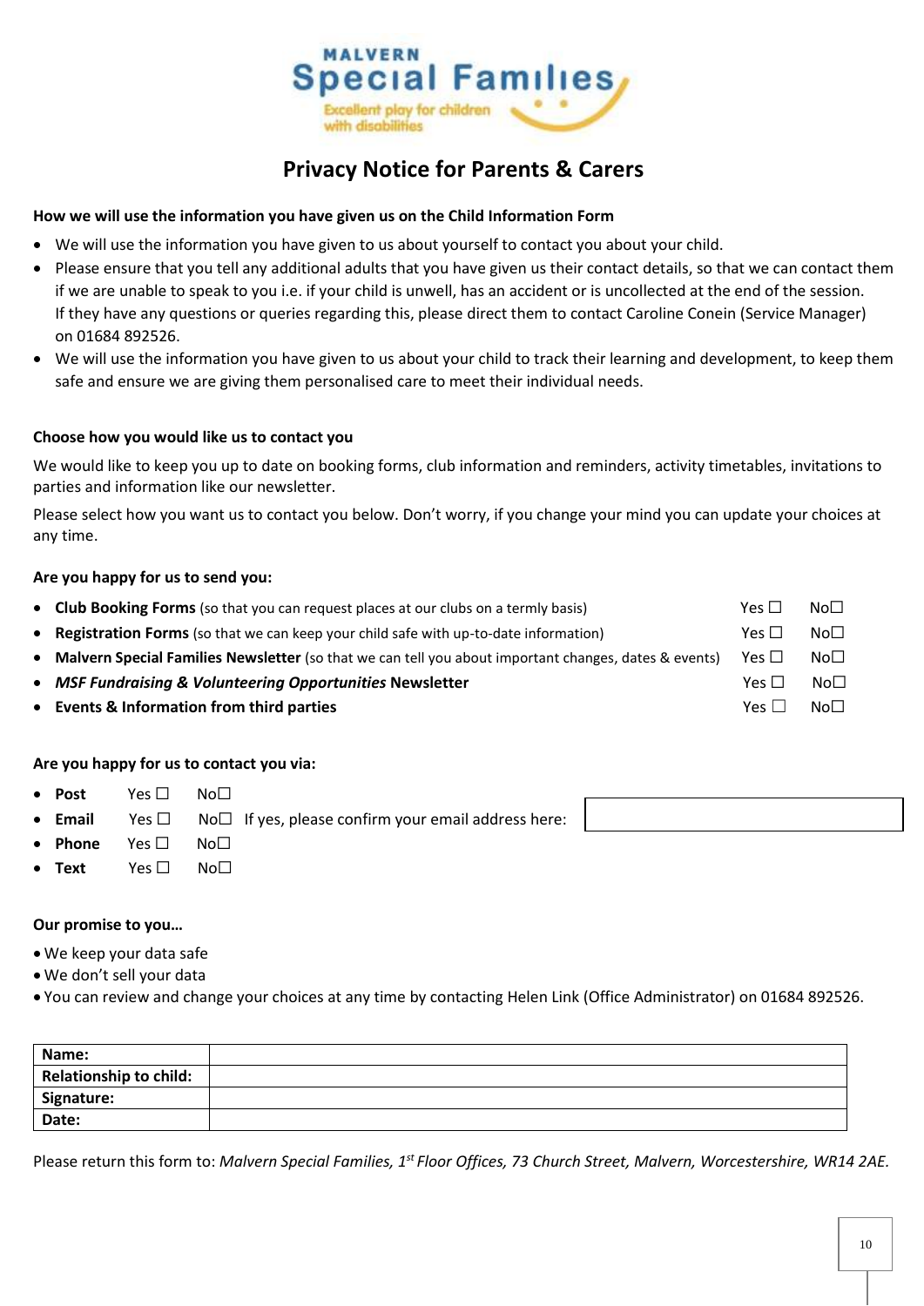MALVERN
Special Families
Excellent play for children with disabilities

# Privacy Notice for Parents & Carers

**How we will use the information you have given us on the Child Information Form**

- We will use the information you have given to us about yourself to contact you about your child.
- Please ensure that you tell any additional adults that you have given us their contact details, so that we can contact them if we are unable to speak to you i.e. if your child is unwell, has an accident or is uncollected at the end of the session. If they have any questions or queries regarding this, please direct them to contact Caroline Conein (Service Manager) on 01684 892526.
- We will use the information you have given to us about your child to track their learning and development, to keep them safe and ensure we are giving them personalised care to meet their individual needs.

**Choose how you would like us to contact you**

We would like to keep you up to date on booking forms, club information and reminders, activity timetables, invitations to parties and information like our newsletter.

Please select how you want us to contact you below. Don't worry, if you change your mind you can update your choices at any time.

**Are you happy for us to send you:**

- **Club Booking Forms** (so that you can request places at our clubs on a termly basis) Yes ☐ No☐
- **Registration Forms** (so that we can keep your child safe with up-to-date information) Yes ☐ No☐
- **Malvern Special Families Newsletter** (so that we can tell you about important changes, dates & events) Yes ☐ No☐
- ***MSF Fundraising & Volunteering Opportunities* Newsletter** Yes ☐ No☐
- **Events & Information from third parties** Yes ☐ No☐

**Are you happy for us to contact you via:**

- **Post** Yes ☐ No☐
- **Email** Yes ☐ No☐ If yes, please confirm your email address here:
- **Phone** Yes ☐ No☐
- **Text** Yes ☐ No☐

**Our promise to you…**

- We keep your data safe
- We don't sell your data
- You can review and change your choices at any time by contacting Helen Link (Office Administrator) on 01684 892526.

| | |
|---|---|
| **Name:** | |
| **Relationship to child:** | |
| **Signature:** | |
| **Date:** | |

Please return this form to: *Malvern Special Families, 1st Floor Offices, 73 Church Street, Malvern, Worcestershire, WR14 2AE.*